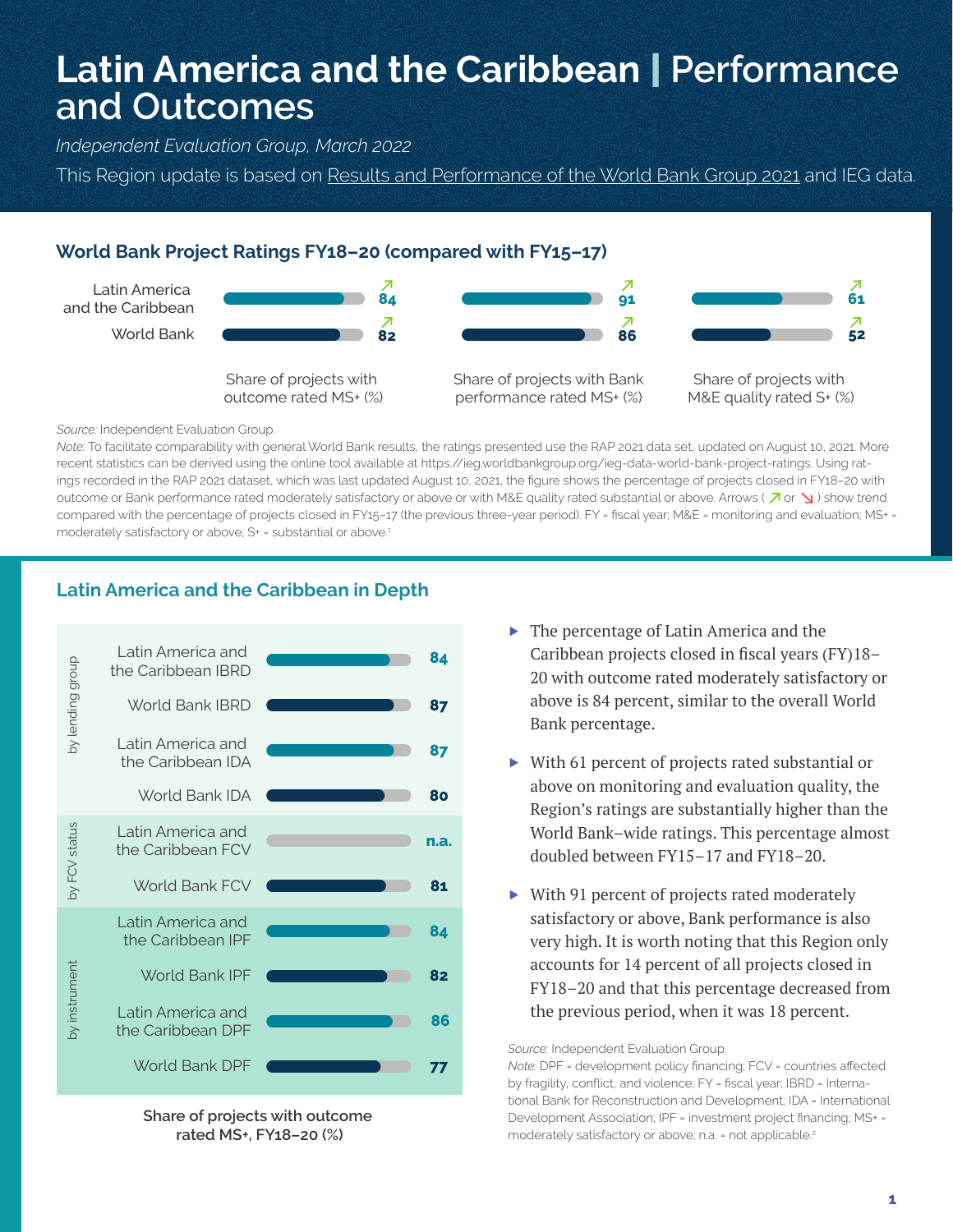# Latin America and the Caribbean | Performance and Outcomes

*Independent Evaluation Group, March 2022*

This Region update is based on Results and Performance of the World Bank Group 2021 and IEG data.

## World Bank Project Ratings FY18–20 (compared with FY15–17)

| | Share of projects with outcome rated MS+ (%) | Share of projects with Bank performance rated MS+ (%) | Share of projects with M&E quality rated S+ (%) |
|---|---|---|---|
| Latin America and the Caribbean | 84 ↗ | 91 ↗ | 61 ↗ |
| World Bank | 82 ↗ | 86 ↗ | 52 ↗ |

*Source:* Independent Evaluation Group.

*Note:* To facilitate comparability with general World Bank results, the ratings presented use the RAP 2021 data set, updated on August 10, 2021. More recent statistics can be derived using the online tool available at https://ieg.worldbankgroup.org/ieg-data-world-bank-project-ratings. Using ratings recorded in the RAP 2021 dataset, which was last updated August 10, 2021, the figure shows the percentage of projects closed in FY18–20 with outcome or Bank performance rated moderately satisfactory or above or with M&E quality rated substantial or above. Arrows (↗ or ↘) show trend compared with the percentage of projects closed in FY15–17 (the previous three-year period). FY = fiscal year; M&E = monitoring and evaluation; MS+ = moderately satisfactory or above; S+ = substantial or above.[1]

## Latin America and the Caribbean in Depth

| | | Share of projects with outcome rated MS+, FY18–20 (%) |
|---|---|---|
| by lending group | Latin America and the Caribbean IBRD | 84 |
| | World Bank IBRD | 87 |
| | Latin America and the Caribbean IDA | 87 |
| | World Bank IDA | 80 |
| by FCV status | Latin America and the Caribbean FCV | n.a. |
| | World Bank FCV | 81 |
| by instrument | Latin America and the Caribbean IPF | 84 |
| | World Bank IPF | 82 |
| | Latin America and the Caribbean DPF | 86 |
| | World Bank DPF | 77 |

Share of projects with outcome rated MS+, FY18–20 (%)

- The percentage of Latin America and the Caribbean projects closed in fiscal years (FY)18–20 with outcome rated moderately satisfactory or above is 84 percent, similar to the overall World Bank percentage.
- With 61 percent of projects rated substantial or above on monitoring and evaluation quality, the Region's ratings are substantially higher than the World Bank–wide ratings. This percentage almost doubled between FY15–17 and FY18–20.
- With 91 percent of projects rated moderately satisfactory or above, Bank performance is also very high. It is worth noting that this Region only accounts for 14 percent of all projects closed in FY18–20 and that this percentage decreased from the previous period, when it was 18 percent.

*Source:* Independent Evaluation Group.

*Note:* DPF = development policy financing; FCV = countries affected by fragility, conflict, and violence; FY = fiscal year; IBRD = International Bank for Reconstruction and Development; IDA = International Development Association; IPF = investment project financing; MS+ = moderately satisfactory or above; n.a. = not applicable.[2]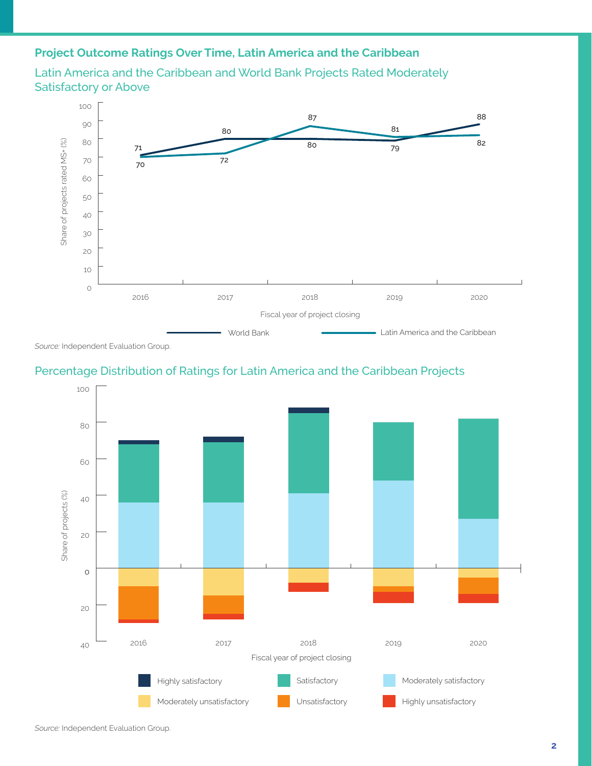## Project Outcome Ratings Over Time, Latin America and the Caribbean

### Latin America and the Caribbean and World Bank Projects Rated Moderately Satisfactory or Above

| Fiscal year of project closing | World Bank | Latin America and the Caribbean |
|---|---|---|
| 2016 | 71 | 70 |
| 2017 | 80 | 72 |
| 2018 | 80 | 87 |
| 2019 | 79 | 81 |
| 2020 | 88 | 82 |

Share of projects rated MS+ (%)

*Source:* Independent Evaluation Group.

### Percentage Distribution of Ratings for Latin America and the Caribbean Projects

Share of projects (%) by fiscal year of project closing (2016–2020), by rating: Highly satisfactory, Satisfactory, Moderately satisfactory, Moderately unsatisfactory, Unsatisfactory, Highly unsatisfactory.

*Source:* Independent Evaluation Group.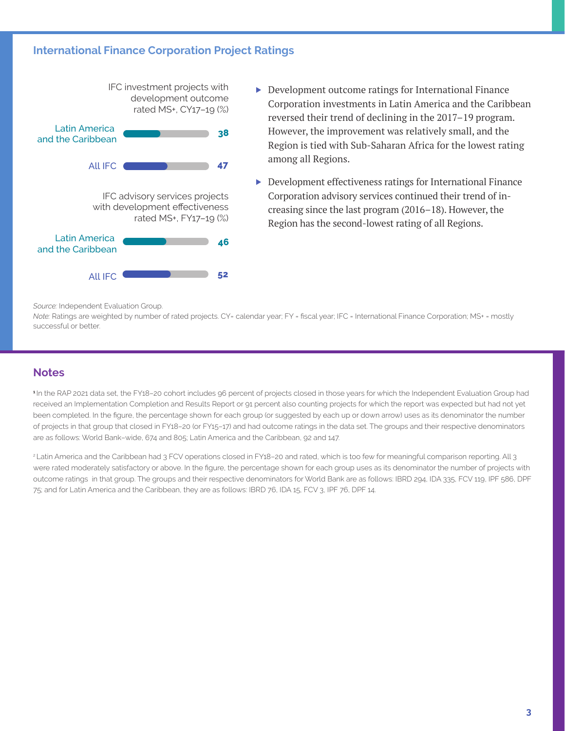## International Finance Corporation Project Ratings

IFC investment projects with development outcome rated MS+, CY17–19 (%)

Latin America and the Caribbean 38

All IFC 47

IFC advisory services projects with development effectiveness rated MS+, FY17–19 (%)

Latin America and the Caribbean 46

All IFC 52

- Development outcome ratings for International Finance Corporation investments in Latin America and the Caribbean reversed their trend of declining in the 2017–19 program. However, the improvement was relatively small, and the Region is tied with Sub-Saharan Africa for the lowest rating among all Regions.
- Development effectiveness ratings for International Finance Corporation advisory services continued their trend of increasing since the last program (2016–18). However, the Region has the second-lowest rating of all Regions.

*Source:* Independent Evaluation Group.
*Note:* Ratings are weighted by number of rated projects. CY= calendar year; FY = fiscal year; IFC = International Finance Corporation; MS+ = mostly successful or better.

## Notes

[1] In the RAP 2021 data set, the FY18–20 cohort includes 96 percent of projects closed in those years for which the Independent Evaluation Group had received an Implementation Completion and Results Report or 91 percent also counting projects for which the report was expected but had not yet been completed. In the figure, the percentage shown for each group (or suggested by each up or down arrow) uses as its denominator the number of projects in that group that closed in FY18–20 (or FY15–17) and had outcome ratings in the data set. The groups and their respective denominators are as follows: World Bank–wide, 674 and 805; Latin America and the Caribbean, 92 and 147.

[2] Latin America and the Caribbean had 3 FCV operations closed in FY18–20 and rated, which is too few for meaningful comparison reporting. All 3 were rated moderately satisfactory or above. In the figure, the percentage shown for each group uses as its denominator the number of projects with outcome ratings in that group. The groups and their respective denominators for World Bank are as follows: IBRD 294, IDA 335, FCV 119, IPF 586, DPF 75; and for Latin America and the Caribbean, they are as follows: IBRD 76, IDA 15, FCV 3, IPF 76, DPF 14.